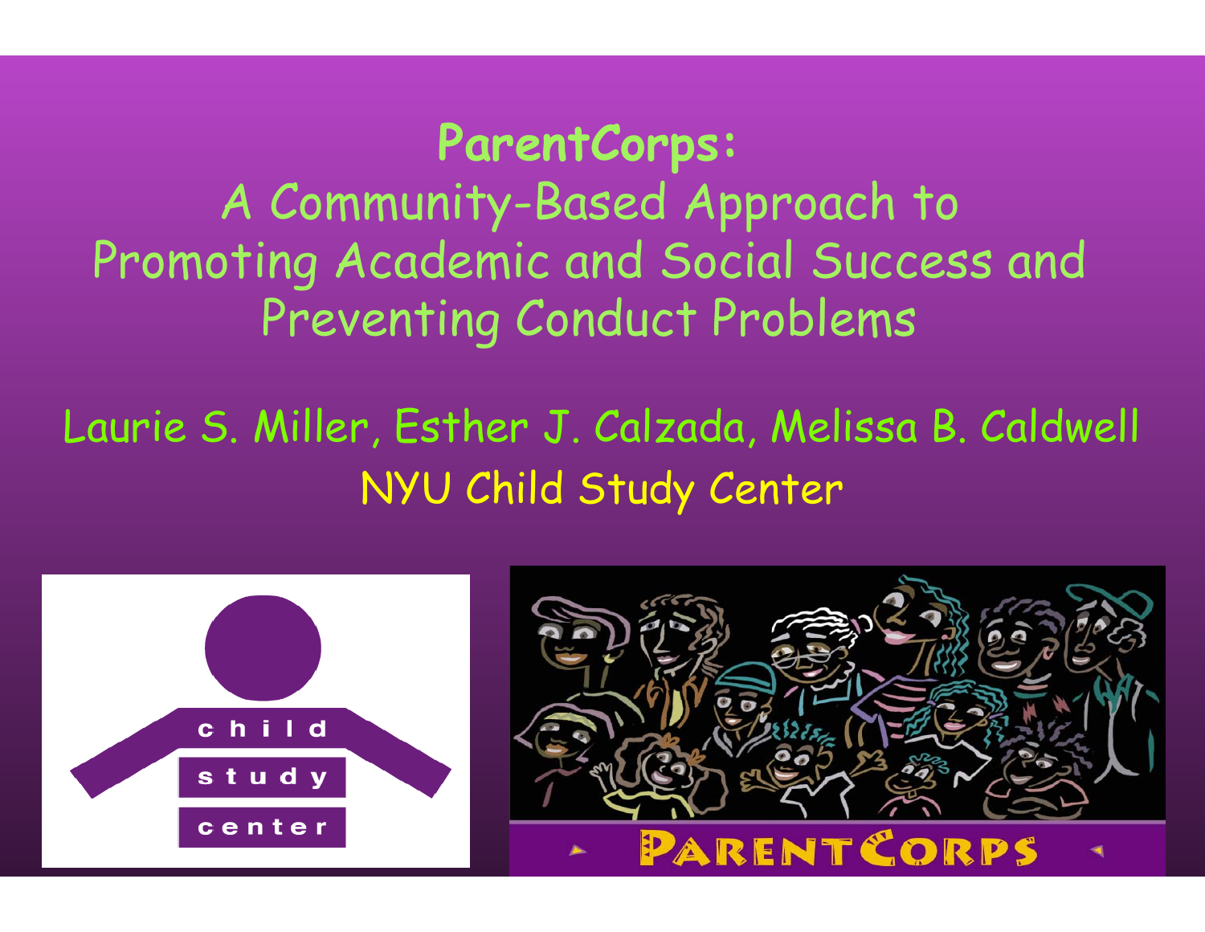# ParentCorps:
## A Community-Based Approach to Promoting Academic and Social Success and Preventing Conduct Problems

Laurie S. Miller, Esther J. Calzada, Melissa B. Caldwell

NYU Child Study Center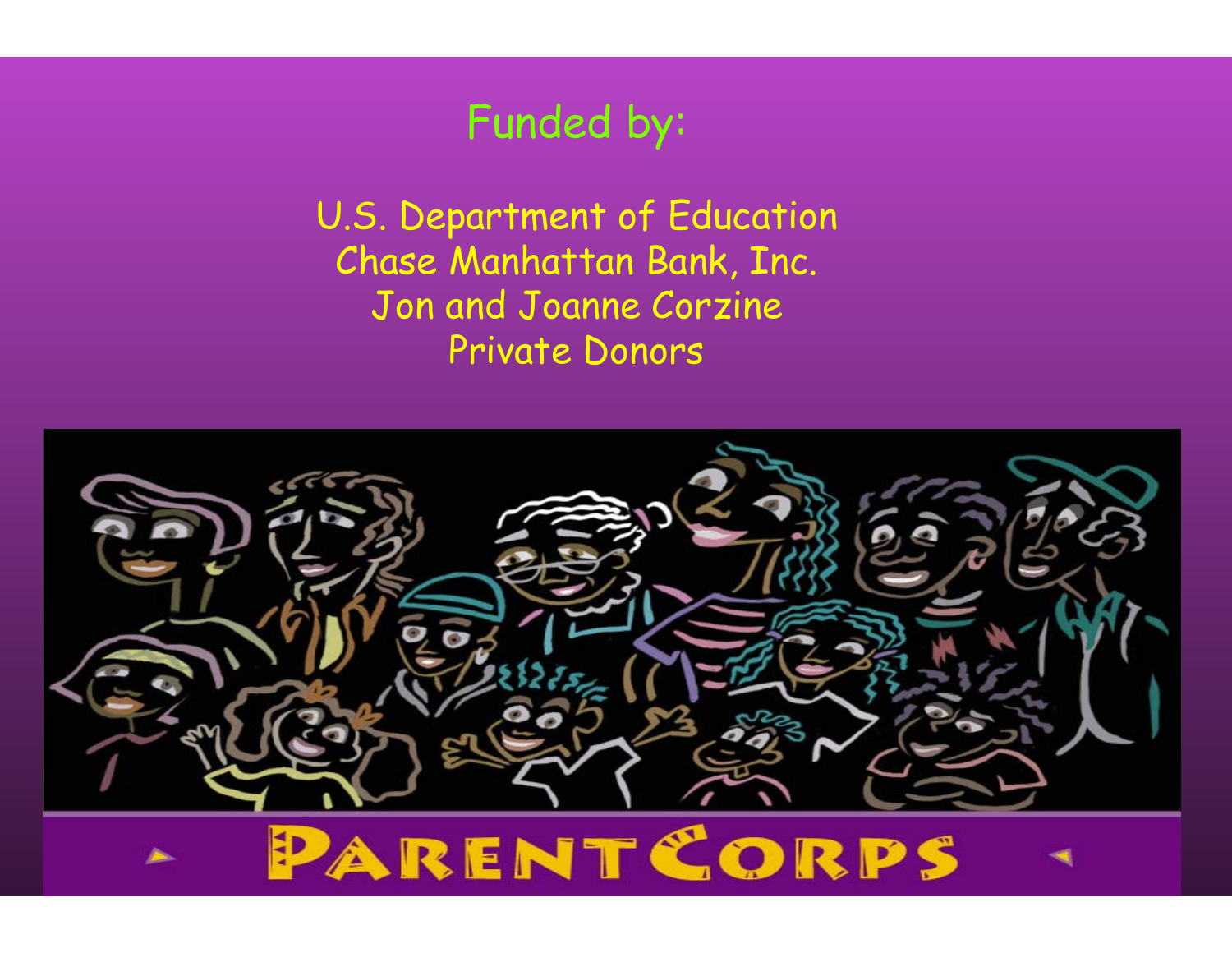## Funded by:

U.S. Department of Education
Chase Manhattan Bank, Inc.
Jon and Joanne Corzine
Private Donors

PARENTCORPS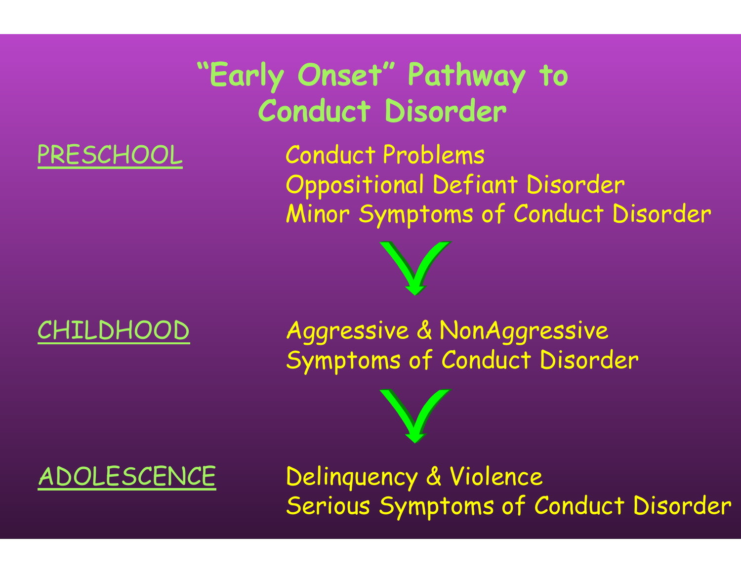# "Early Onset" Pathway to Conduct Disorder

<u>PRESCHOOL</u>

Conduct Problems
Oppositional Defiant Disorder
Minor Symptoms of Conduct Disorder

↓

<u>CHILDHOOD</u>

Aggressive & NonAggressive
Symptoms of Conduct Disorder

↓

<u>ADOLESCENCE</u>

Delinquency & Violence
Serious Symptoms of Conduct Disorder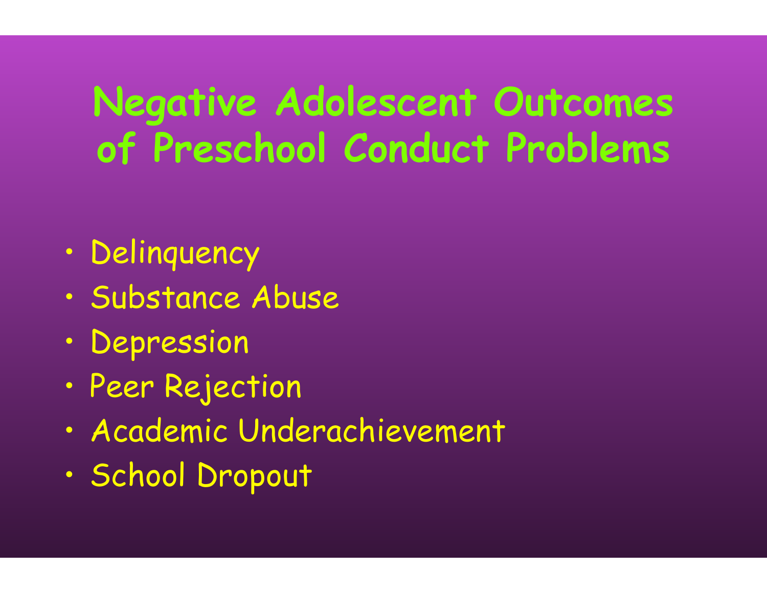# Negative Adolescent Outcomes of Preschool Conduct Problems

- Delinquency
- Substance Abuse
- Depression
- Peer Rejection
- Academic Underachievement
- School Dropout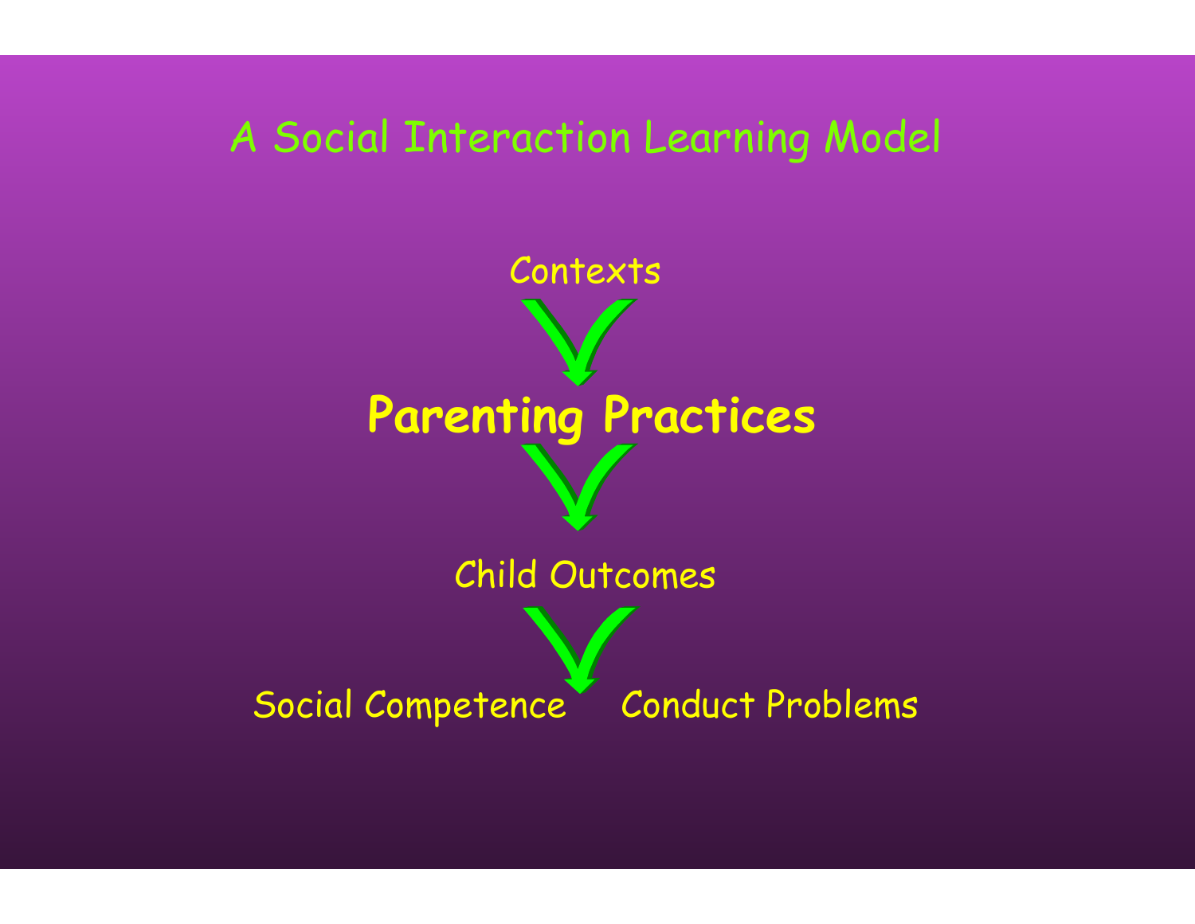# A Social Interaction Learning Model

Contexts

**Parenting Practices**

Child Outcomes

Social Competence Conduct Problems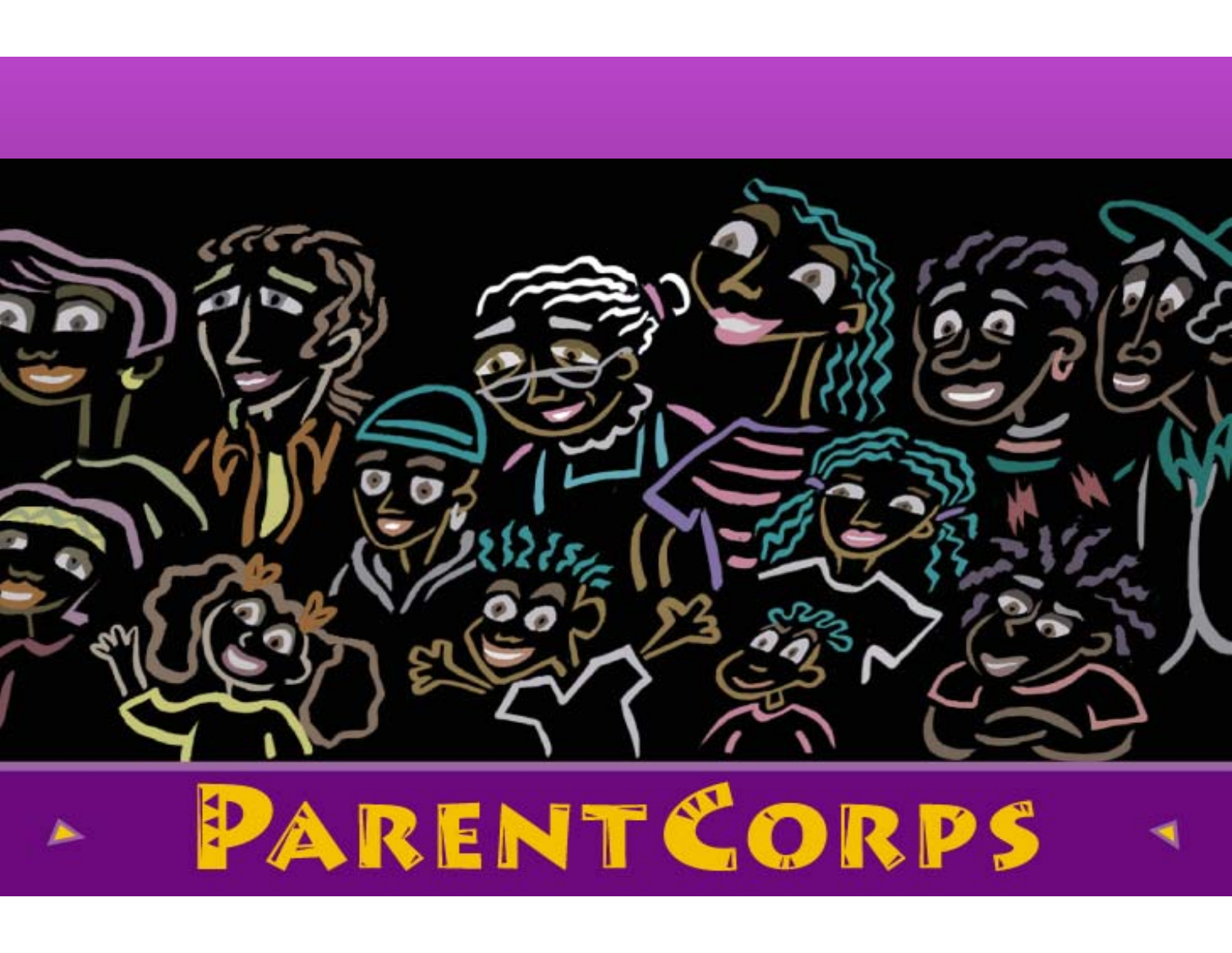# PARENTCORPS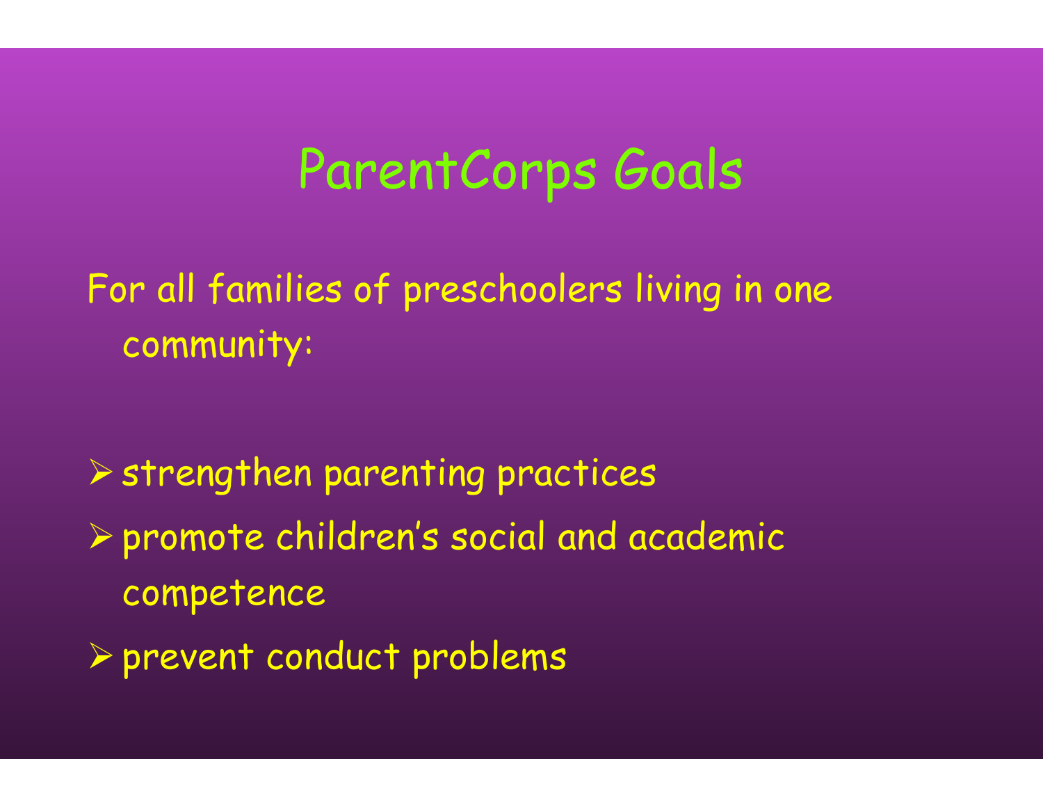# ParentCorps Goals

For all families of preschoolers living in one community:

- strengthen parenting practices
- promote children's social and academic competence
- prevent conduct problems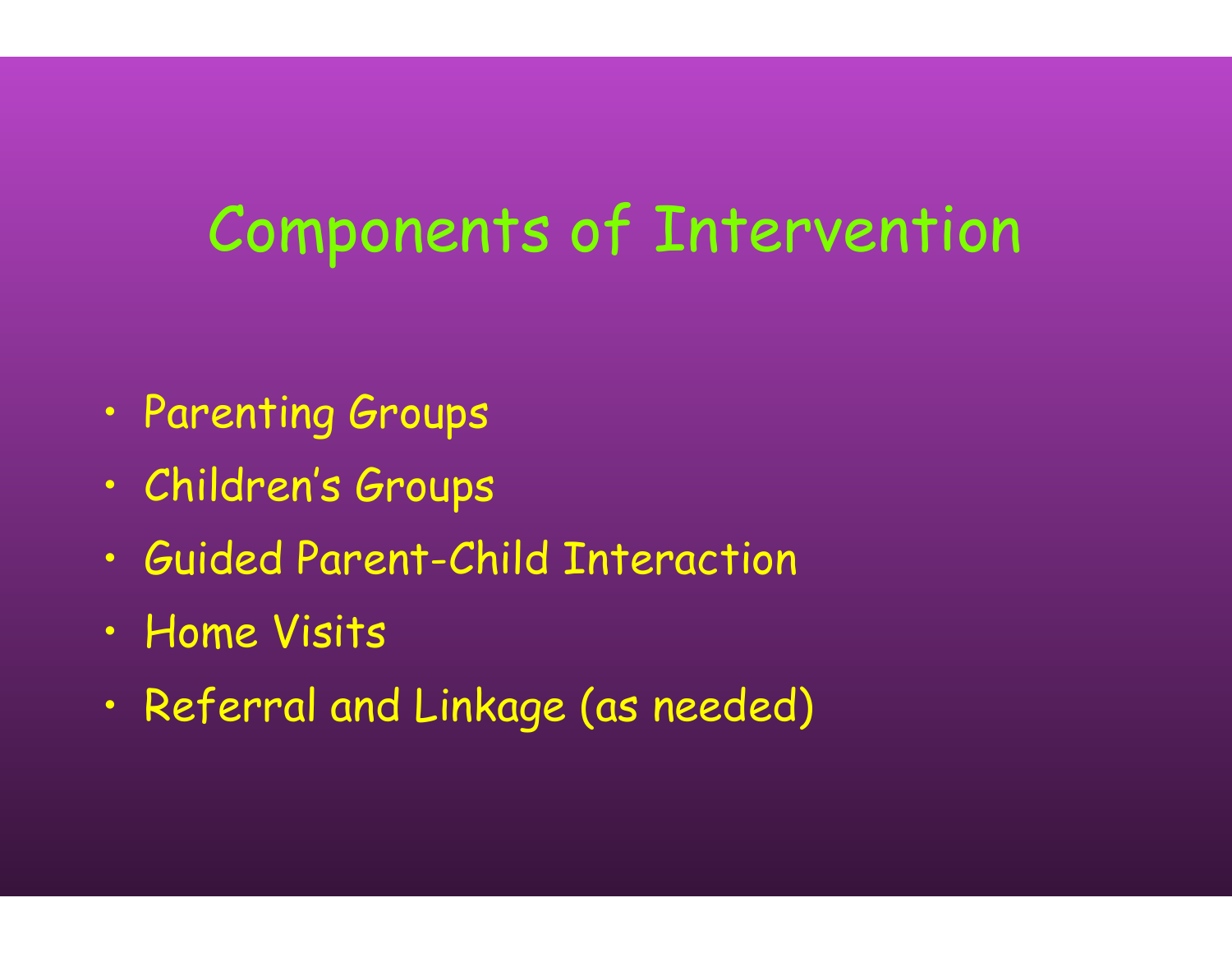# Components of Intervention

- Parenting Groups
- Children's Groups
- Guided Parent-Child Interaction
- Home Visits
- Referral and Linkage (as needed)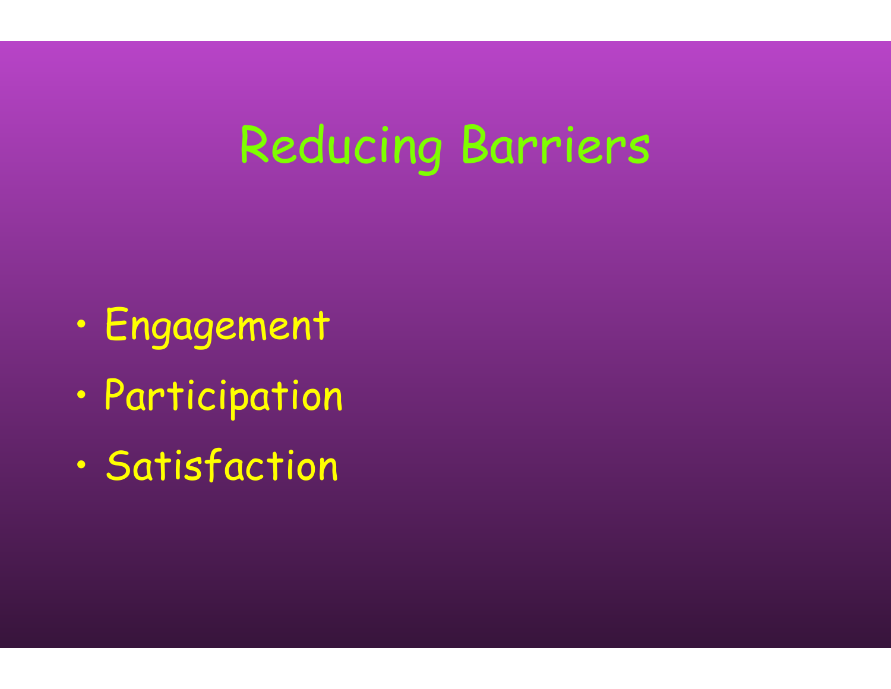# Reducing Barriers

- Engagement
- Participation
- Satisfaction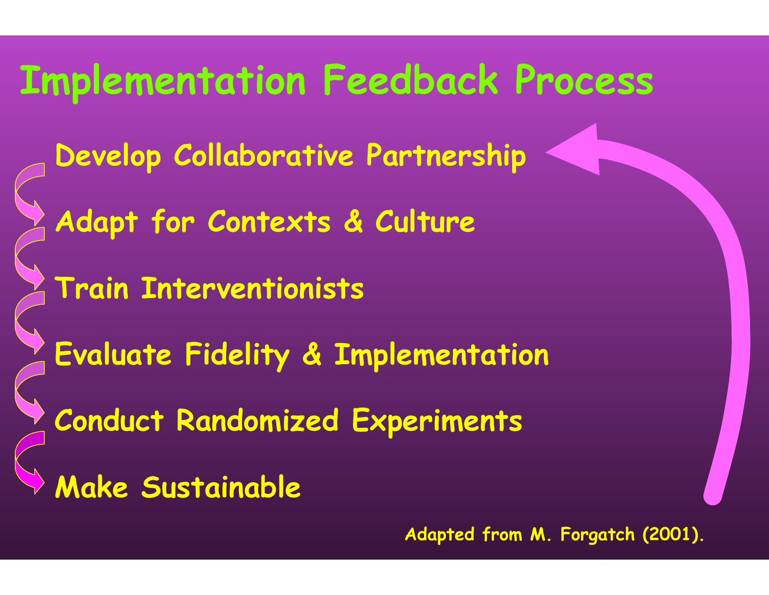# Implementation Feedback Process

- Develop Collaborative Partnership
- Adapt for Contexts & Culture
- Train Interventionists
- Evaluate Fidelity & Implementation
- Conduct Randomized Experiments
- Make Sustainable

Adapted from M. Forgatch (2001).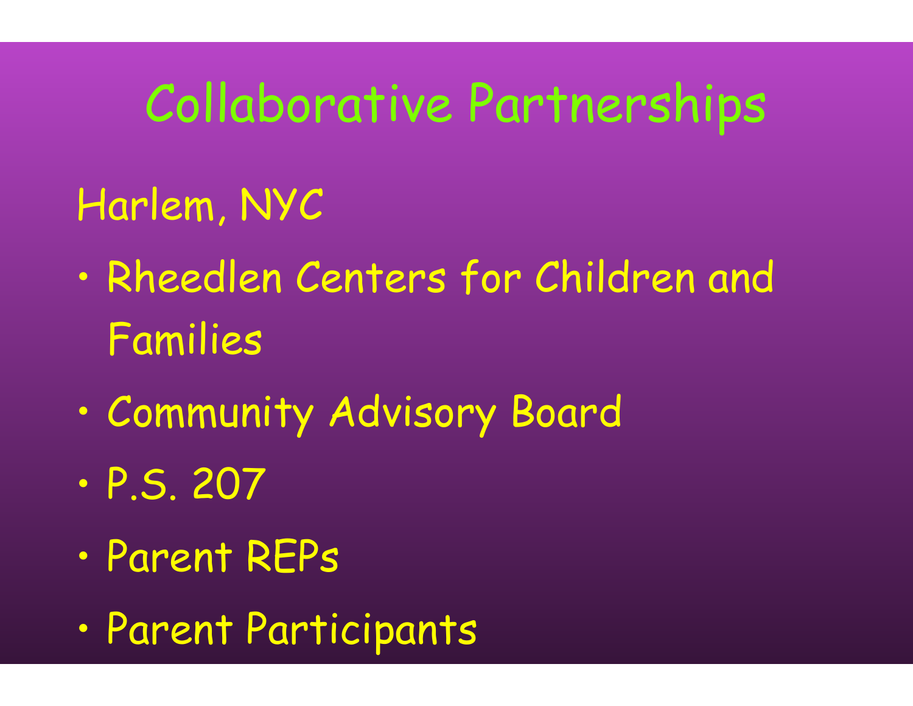# Collaborative Partnerships

Harlem, NYC

- Rheedlen Centers for Children and Families
- Community Advisory Board
- P.S. 207
- Parent REPs
- Parent Participants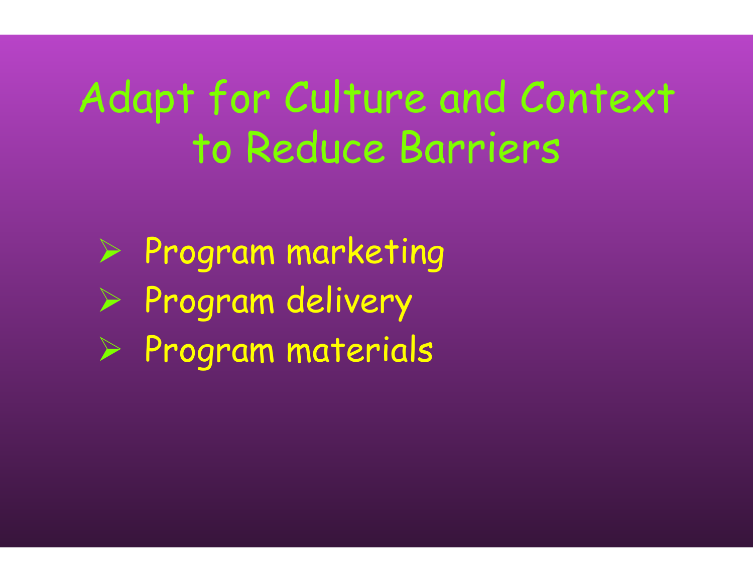# Adapt for Culture and Context to Reduce Barriers

- Program marketing
- Program delivery
- Program materials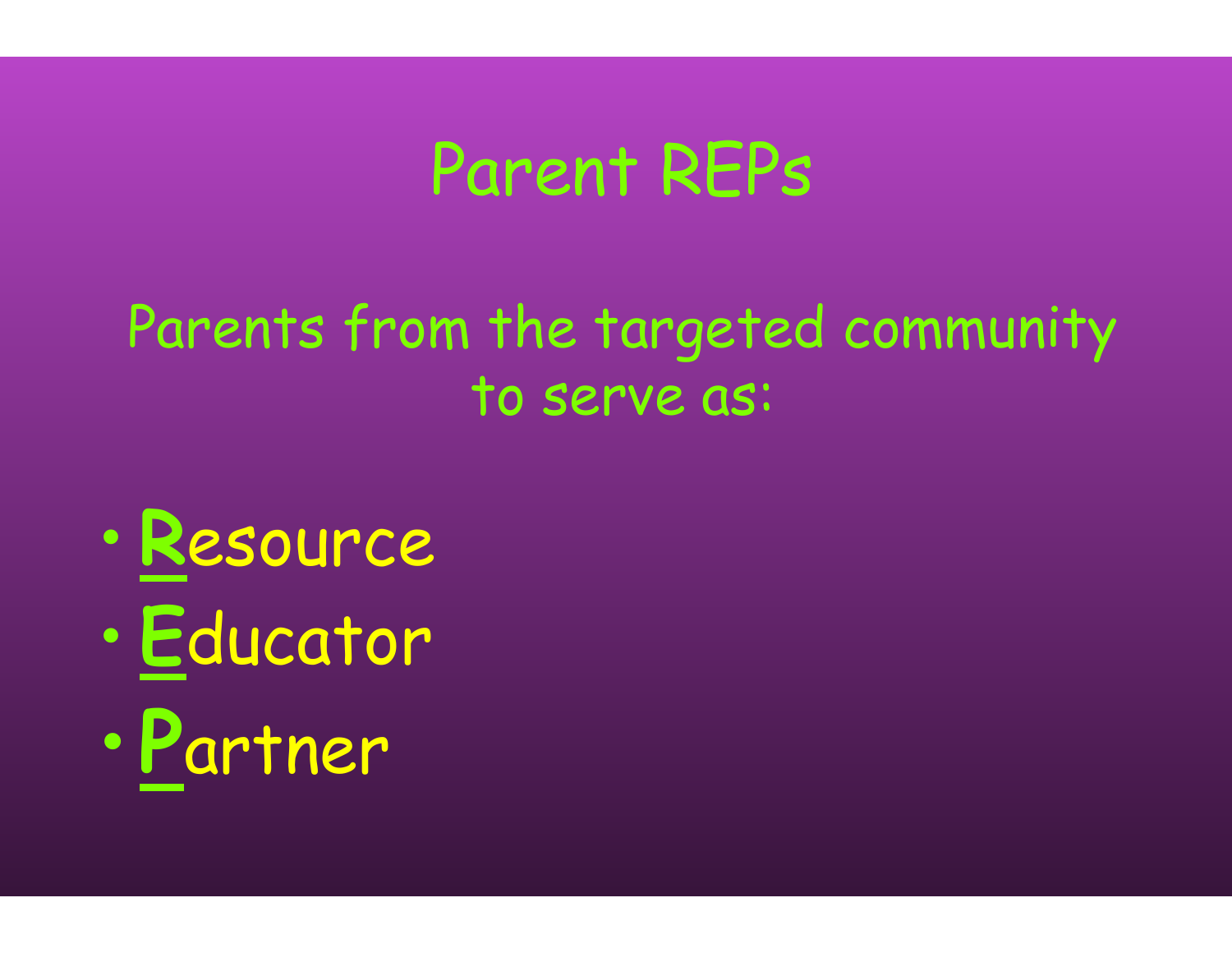# Parent REPs

Parents from the targeted community to serve as:

- **R**esource
- **E**ducator
- **P**artner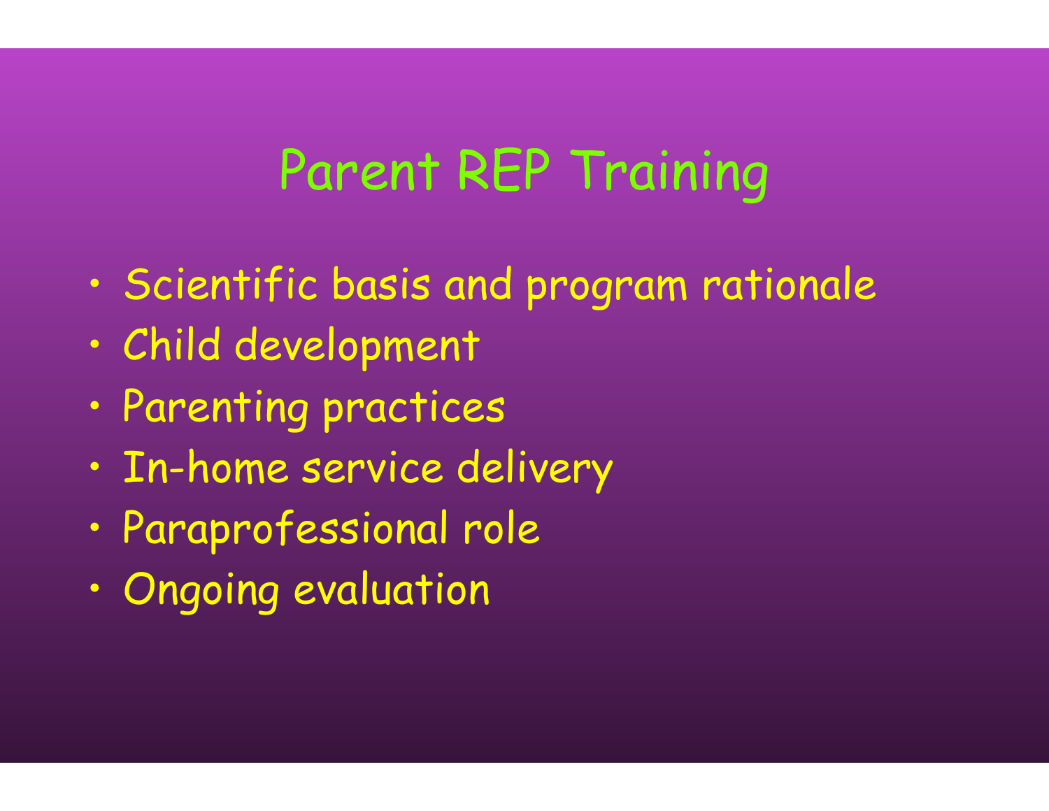# Parent REP Training

- Scientific basis and program rationale
- Child development
- Parenting practices
- In-home service delivery
- Paraprofessional role
- Ongoing evaluation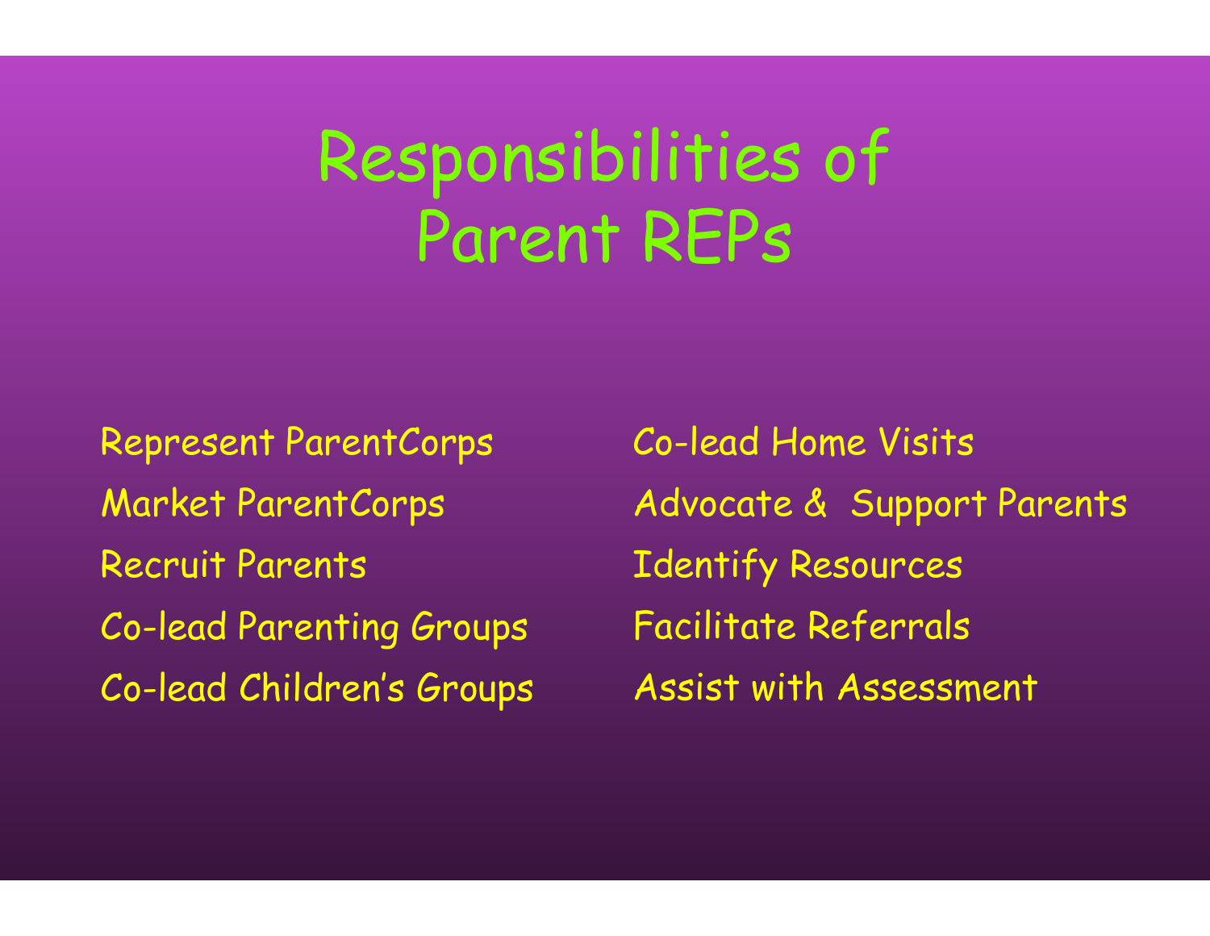# Responsibilities of Parent REPs

- Represent ParentCorps
- Market ParentCorps
- Recruit Parents
- Co-lead Parenting Groups
- Co-lead Children's Groups
- Co-lead Home Visits
- Advocate & Support Parents
- Identify Resources
- Facilitate Referrals
- Assist with Assessment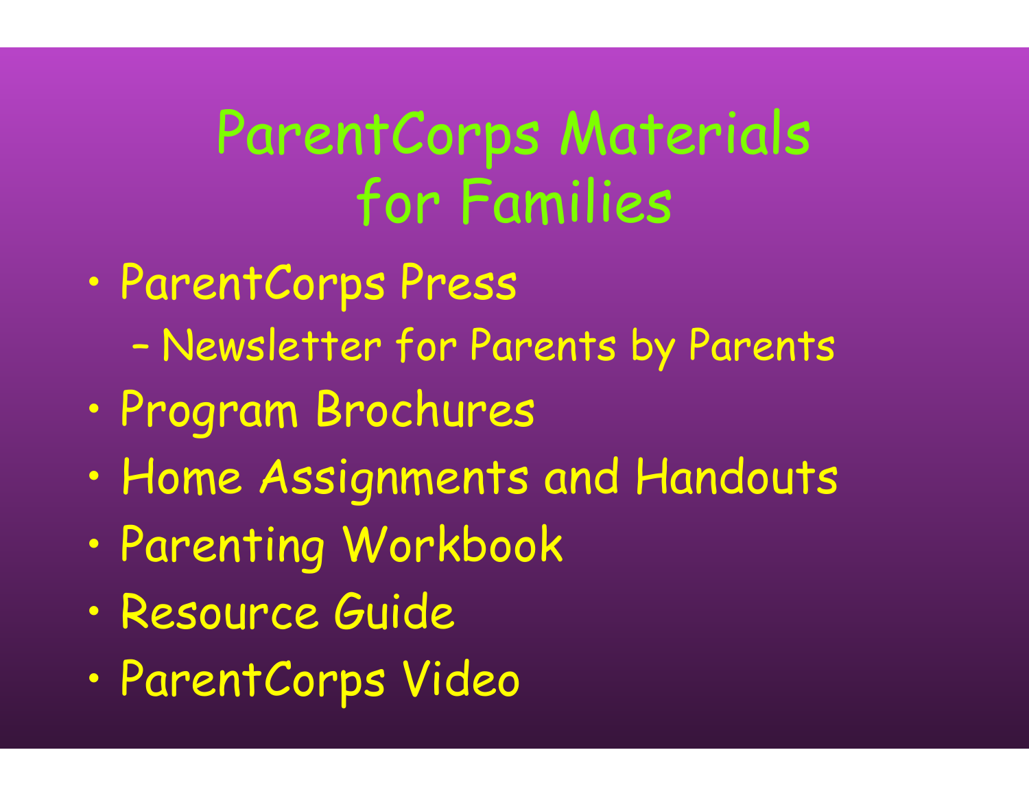# ParentCorps Materials for Families

- ParentCorps Press
  - Newsletter for Parents by Parents
- Program Brochures
- Home Assignments and Handouts
- Parenting Workbook
- Resource Guide
- ParentCorps Video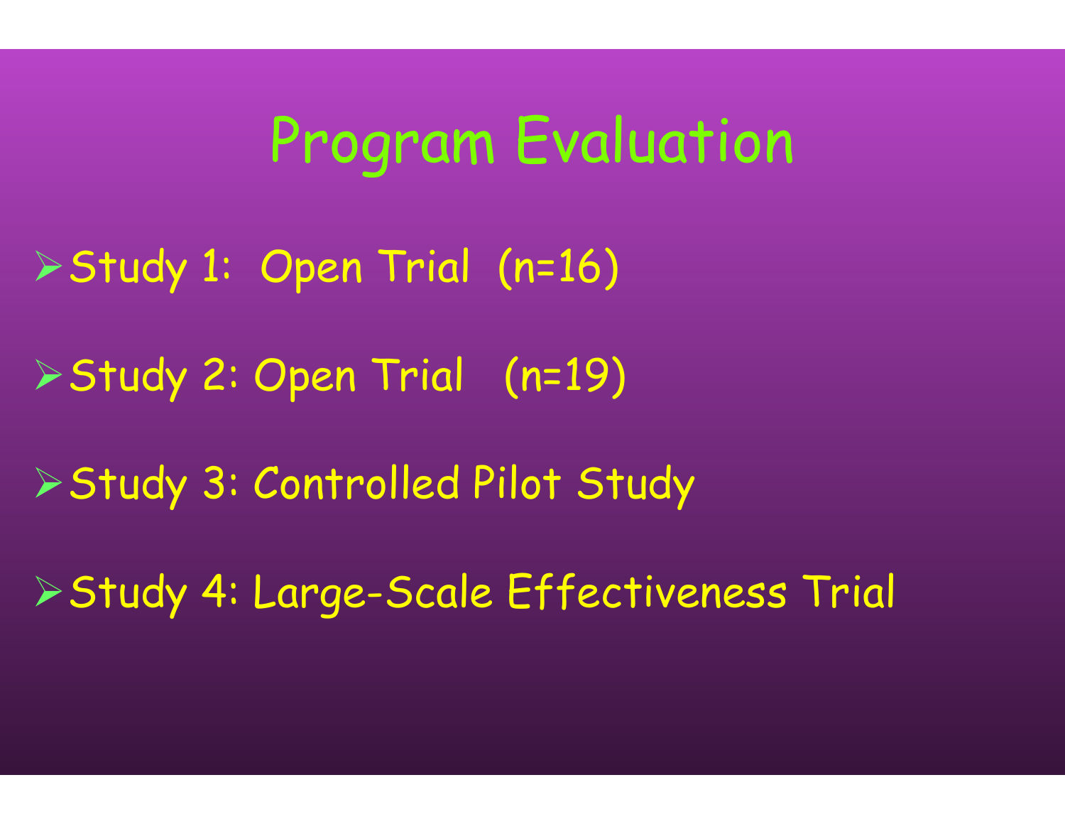# Program Evaluation

- Study 1: Open Trial (n=16)
- Study 2: Open Trial (n=19)
- Study 3: Controlled Pilot Study
- Study 4: Large-Scale Effectiveness Trial